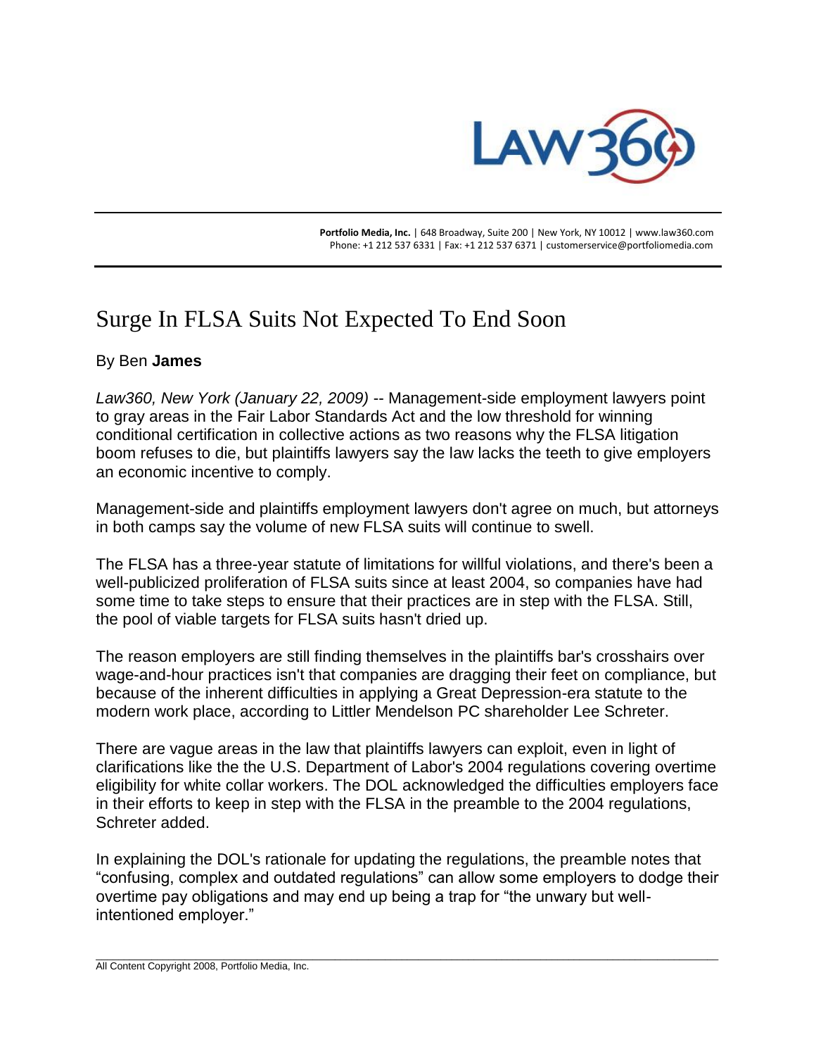Portfolio Media, Inc. | 648 Broadway, Suite 200 | New York, NY 10012 | www.law360.com
Phone: +1 212 537 6331 | Fax: +1 212 537 6371 | customerservice@portfoliomedia.com

# Surge In FLSA Suits Not Expected To End Soon

By Ben **James**

*Law360, New York (January 22, 2009)* -- Management-side employment lawyers point to gray areas in the Fair Labor Standards Act and the low threshold for winning conditional certification in collective actions as two reasons why the FLSA litigation boom refuses to die, but plaintiffs lawyers say the law lacks the teeth to give employers an economic incentive to comply.

Management-side and plaintiffs employment lawyers don't agree on much, but attorneys in both camps say the volume of new FLSA suits will continue to swell.

The FLSA has a three-year statute of limitations for willful violations, and there's been a well-publicized proliferation of FLSA suits since at least 2004, so companies have had some time to take steps to ensure that their practices are in step with the FLSA. Still, the pool of viable targets for FLSA suits hasn't dried up.

The reason employers are still finding themselves in the plaintiffs bar's crosshairs over wage-and-hour practices isn't that companies are dragging their feet on compliance, but because of the inherent difficulties in applying a Great Depression-era statute to the modern work place, according to Littler Mendelson PC shareholder Lee Schreter.

There are vague areas in the law that plaintiffs lawyers can exploit, even in light of clarifications like the the U.S. Department of Labor's 2004 regulations covering overtime eligibility for white collar workers. The DOL acknowledged the difficulties employers face in their efforts to keep in step with the FLSA in the preamble to the 2004 regulations, Schreter added.

In explaining the DOL's rationale for updating the regulations, the preamble notes that "confusing, complex and outdated regulations" can allow some employers to dodge their overtime pay obligations and may end up being a trap for "the unwary but well-intentioned employer."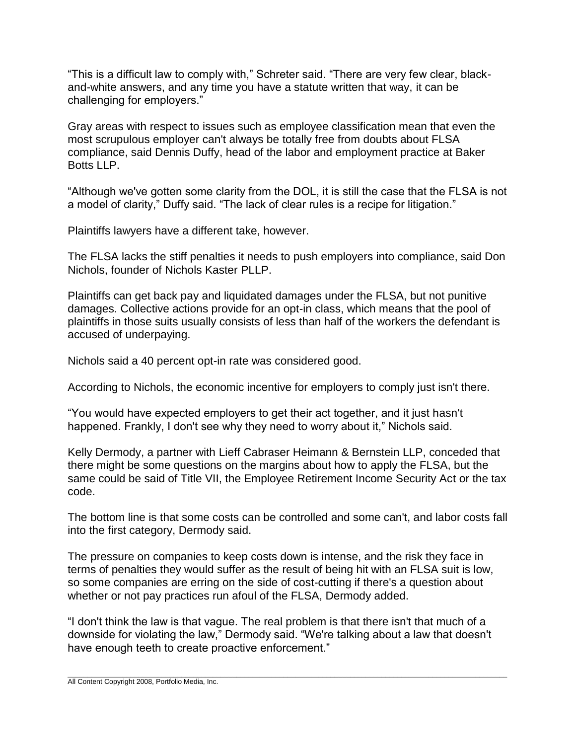"This is a difficult law to comply with," Schreter said. "There are very few clear, black-and-white answers, and any time you have a statute written that way, it can be challenging for employers."

Gray areas with respect to issues such as employee classification mean that even the most scrupulous employer can't always be totally free from doubts about FLSA compliance, said Dennis Duffy, head of the labor and employment practice at Baker Botts LLP.

"Although we've gotten some clarity from the DOL, it is still the case that the FLSA is not a model of clarity," Duffy said. "The lack of clear rules is a recipe for litigation."

Plaintiffs lawyers have a different take, however.

The FLSA lacks the stiff penalties it needs to push employers into compliance, said Don Nichols, founder of Nichols Kaster PLLP.

Plaintiffs can get back pay and liquidated damages under the FLSA, but not punitive damages. Collective actions provide for an opt-in class, which means that the pool of plaintiffs in those suits usually consists of less than half of the workers the defendant is accused of underpaying.

Nichols said a 40 percent opt-in rate was considered good.

According to Nichols, the economic incentive for employers to comply just isn't there.

"You would have expected employers to get their act together, and it just hasn't happened. Frankly, I don't see why they need to worry about it," Nichols said.

Kelly Dermody, a partner with Lieff Cabraser Heimann & Bernstein LLP, conceded that there might be some questions on the margins about how to apply the FLSA, but the same could be said of Title VII, the Employee Retirement Income Security Act or the tax code.

The bottom line is that some costs can be controlled and some can't, and labor costs fall into the first category, Dermody said.

The pressure on companies to keep costs down is intense, and the risk they face in terms of penalties they would suffer as the result of being hit with an FLSA suit is low, so some companies are erring on the side of cost-cutting if there's a question about whether or not pay practices run afoul of the FLSA, Dermody added.

"I don't think the law is that vague. The real problem is that there isn't that much of a downside for violating the law," Dermody said. "We're talking about a law that doesn't have enough teeth to create proactive enforcement."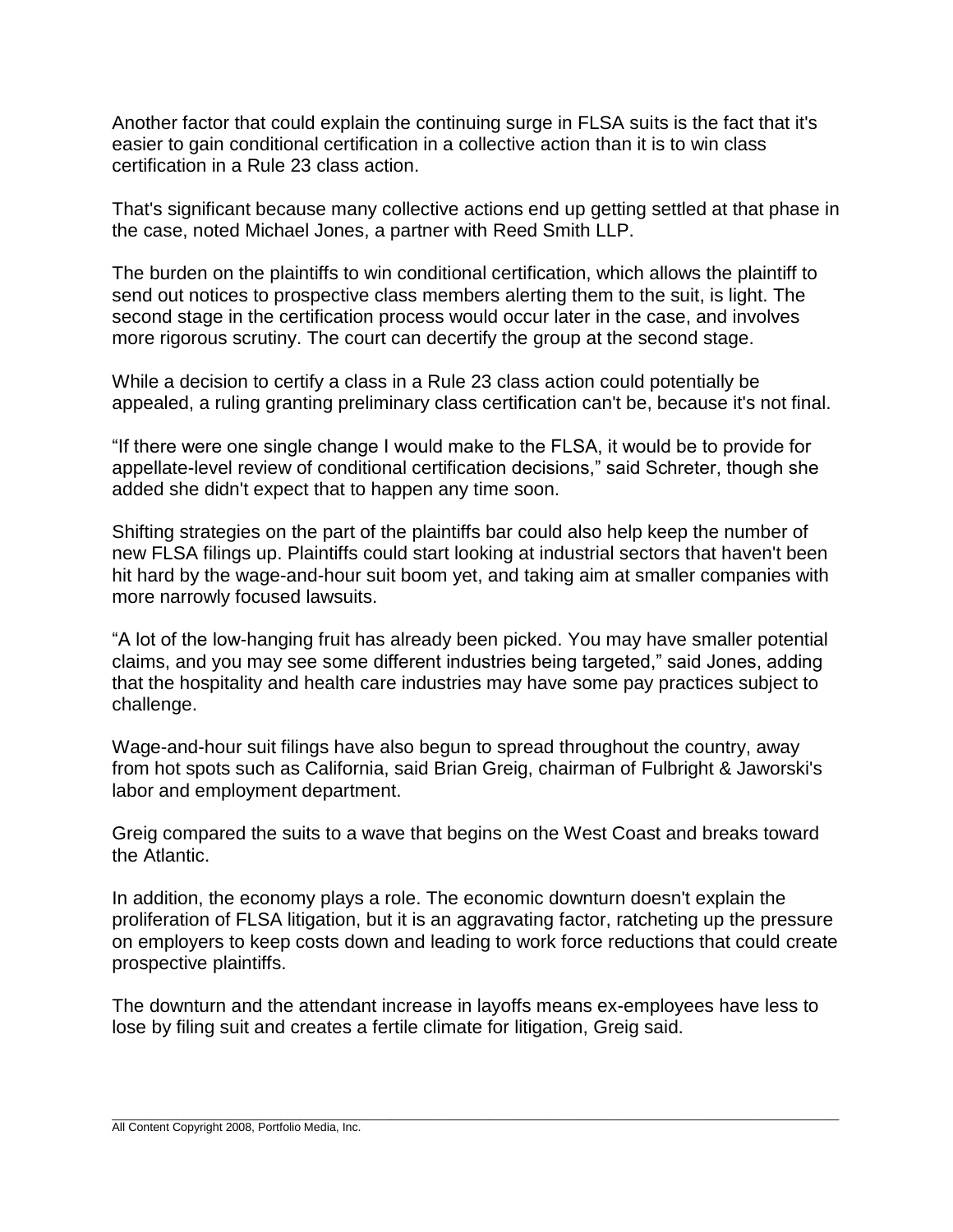Another factor that could explain the continuing surge in FLSA suits is the fact that it's easier to gain conditional certification in a collective action than it is to win class certification in a Rule 23 class action.

That's significant because many collective actions end up getting settled at that phase in the case, noted Michael Jones, a partner with Reed Smith LLP.

The burden on the plaintiffs to win conditional certification, which allows the plaintiff to send out notices to prospective class members alerting them to the suit, is light. The second stage in the certification process would occur later in the case, and involves more rigorous scrutiny. The court can decertify the group at the second stage.

While a decision to certify a class in a Rule 23 class action could potentially be appealed, a ruling granting preliminary class certification can't be, because it's not final.

"If there were one single change I would make to the FLSA, it would be to provide for appellate-level review of conditional certification decisions," said Schreter, though she added she didn't expect that to happen any time soon.

Shifting strategies on the part of the plaintiffs bar could also help keep the number of new FLSA filings up. Plaintiffs could start looking at industrial sectors that haven't been hit hard by the wage-and-hour suit boom yet, and taking aim at smaller companies with more narrowly focused lawsuits.

"A lot of the low-hanging fruit has already been picked. You may have smaller potential claims, and you may see some different industries being targeted," said Jones, adding that the hospitality and health care industries may have some pay practices subject to challenge.

Wage-and-hour suit filings have also begun to spread throughout the country, away from hot spots such as California, said Brian Greig, chairman of Fulbright & Jaworski's labor and employment department.

Greig compared the suits to a wave that begins on the West Coast and breaks toward the Atlantic.

In addition, the economy plays a role. The economic downturn doesn't explain the proliferation of FLSA litigation, but it is an aggravating factor, ratcheting up the pressure on employers to keep costs down and leading to work force reductions that could create prospective plaintiffs.

The downturn and the attendant increase in layoffs means ex-employees have less to lose by filing suit and creates a fertile climate for litigation, Greig said.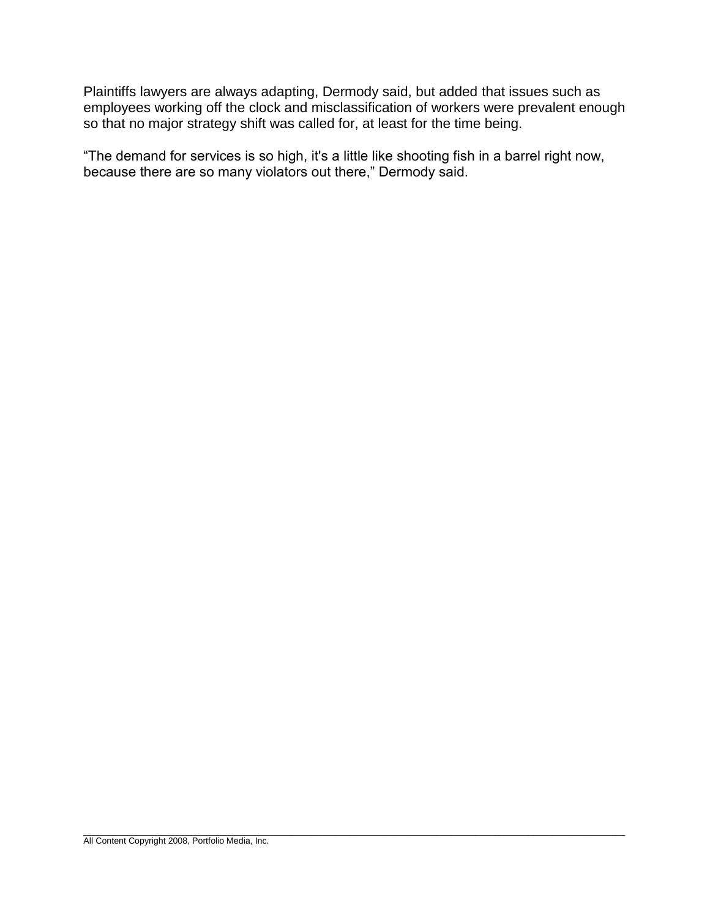Plaintiffs lawyers are always adapting, Dermody said, but added that issues such as employees working off the clock and misclassification of workers were prevalent enough so that no major strategy shift was called for, at least for the time being.

“The demand for services is so high, it's a little like shooting fish in a barrel right now, because there are so many violators out there,” Dermody said.